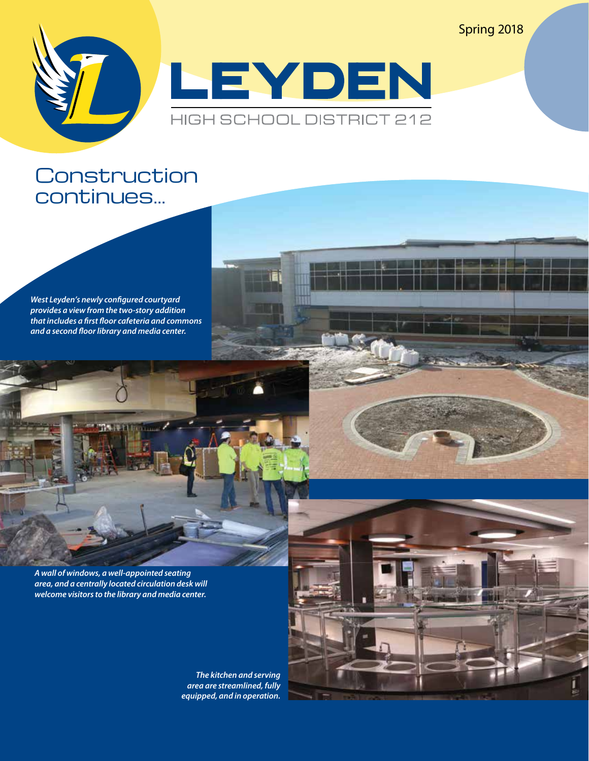Spring 2018

# LEYDEN

HIGH SCHOOL DISTRICT 212

## Construction continues...

*West Leyden's newly configured courtyard provides a view from the two-story addition that includes a first floor cafeteria and commons and a second floor library and media center.*

*A wall of windows, a well-appointed seating area, and a centrally located circulation desk will welcome visitors to the library and media center.*

*The kitchen and serving area are streamlined, fully equipped, and in operation.*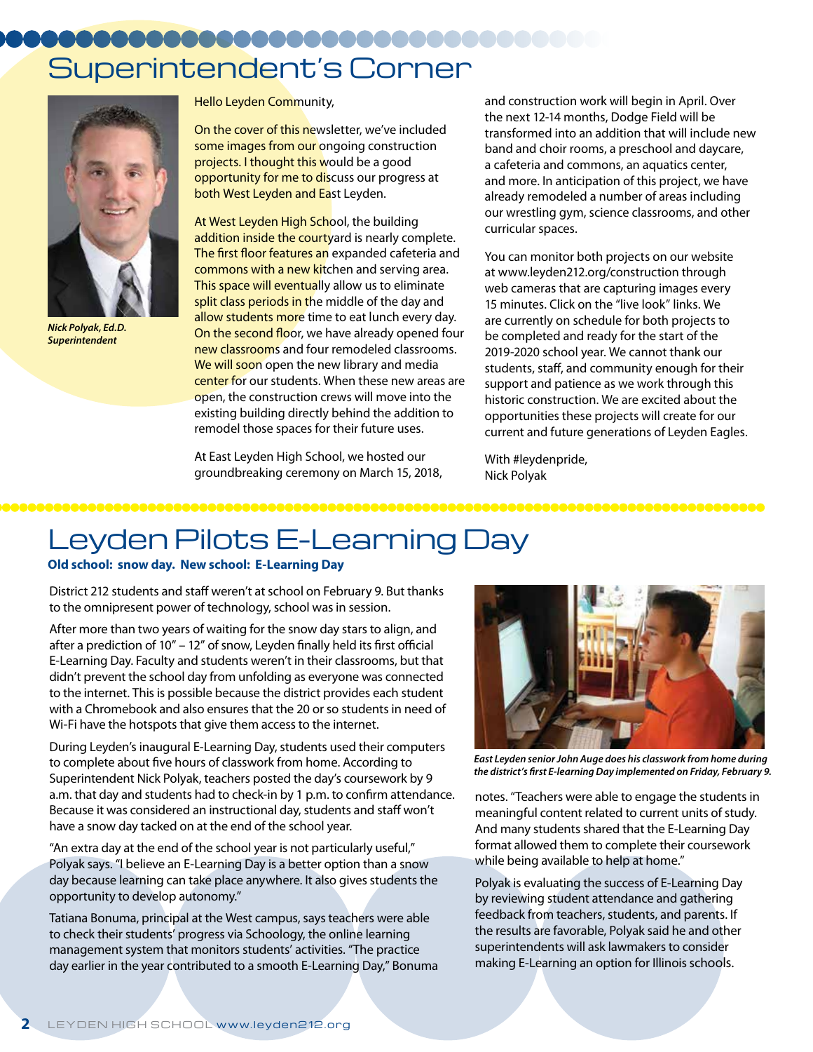# Superintendent's Corner

*Nick Polyak, Ed.D.*
*Superintendent*

Hello Leyden Community,

On the cover of this newsletter, we've included some images from our ongoing construction projects. I thought this would be a good opportunity for me to discuss our progress at both West Leyden and East Leyden.

At West Leyden High School, the building addition inside the courtyard is nearly complete. The first floor features an expanded cafeteria and commons with a new kitchen and serving area. This space will eventually allow us to eliminate split class periods in the middle of the day and allow students more time to eat lunch every day. On the second floor, we have already opened four new classrooms and four remodeled classrooms. We will soon open the new library and media center for our students. When these new areas are open, the construction crews will move into the existing building directly behind the addition to remodel those spaces for their future uses.

At East Leyden High School, we hosted our groundbreaking ceremony on March 15, 2018, and construction work will begin in April. Over the next 12-14 months, Dodge Field will be transformed into an addition that will include new band and choir rooms, a preschool and daycare, a cafeteria and commons, an aquatics center, and more. In anticipation of this project, we have already remodeled a number of areas including our wrestling gym, science classrooms, and other curricular spaces.

You can monitor both projects on our website at www.leyden212.org/construction through web cameras that are capturing images every 15 minutes. Click on the "live look" links. We are currently on schedule for both projects to be completed and ready for the start of the 2019-2020 school year. We cannot thank our students, staff, and community enough for their support and patience as we work through this historic construction. We are excited about the opportunities these projects will create for our current and future generations of Leyden Eagles.

With #leydenpride,
Nick Polyak

# Leyden Pilots E-Learning Day

**Old school: snow day. New school: E-Learning Day**

District 212 students and staff weren't at school on February 9. But thanks to the omnipresent power of technology, school was in session.

After more than two years of waiting for the snow day stars to align, and after a prediction of 10" – 12" of snow, Leyden finally held its first official E-Learning Day. Faculty and students weren't in their classrooms, but that didn't prevent the school day from unfolding as everyone was connected to the internet. This is possible because the district provides each student with a Chromebook and also ensures that the 20 or so students in need of Wi-Fi have the hotspots that give them access to the internet.

During Leyden's inaugural E-Learning Day, students used their computers to complete about five hours of classwork from home. According to Superintendent Nick Polyak, teachers posted the day's coursework by 9 a.m. that day and students had to check-in by 1 p.m. to confirm attendance. Because it was considered an instructional day, students and staff won't have a snow day tacked on at the end of the school year.

"An extra day at the end of the school year is not particularly useful," Polyak says. "I believe an E-Learning Day is a better option than a snow day because learning can take place anywhere. It also gives students the opportunity to develop autonomy."

Tatiana Bonuma, principal at the West campus, says teachers were able to check their students' progress via Schoology, the online learning management system that monitors students' activities. "The practice day earlier in the year contributed to a smooth E-Learning Day," Bonuma notes. "Teachers were able to engage the students in meaningful content related to current units of study. And many students shared that the E-Learning Day format allowed them to complete their coursework while being available to help at home."

*East Leyden senior John Auge does his classwork from home during the district's first E-learning Day implemented on Friday, February 9.*

Polyak is evaluating the success of E-Learning Day by reviewing student attendance and gathering feedback from teachers, students, and parents. If the results are favorable, Polyak said he and other superintendents will ask lawmakers to consider making E-Learning an option for Illinois schools.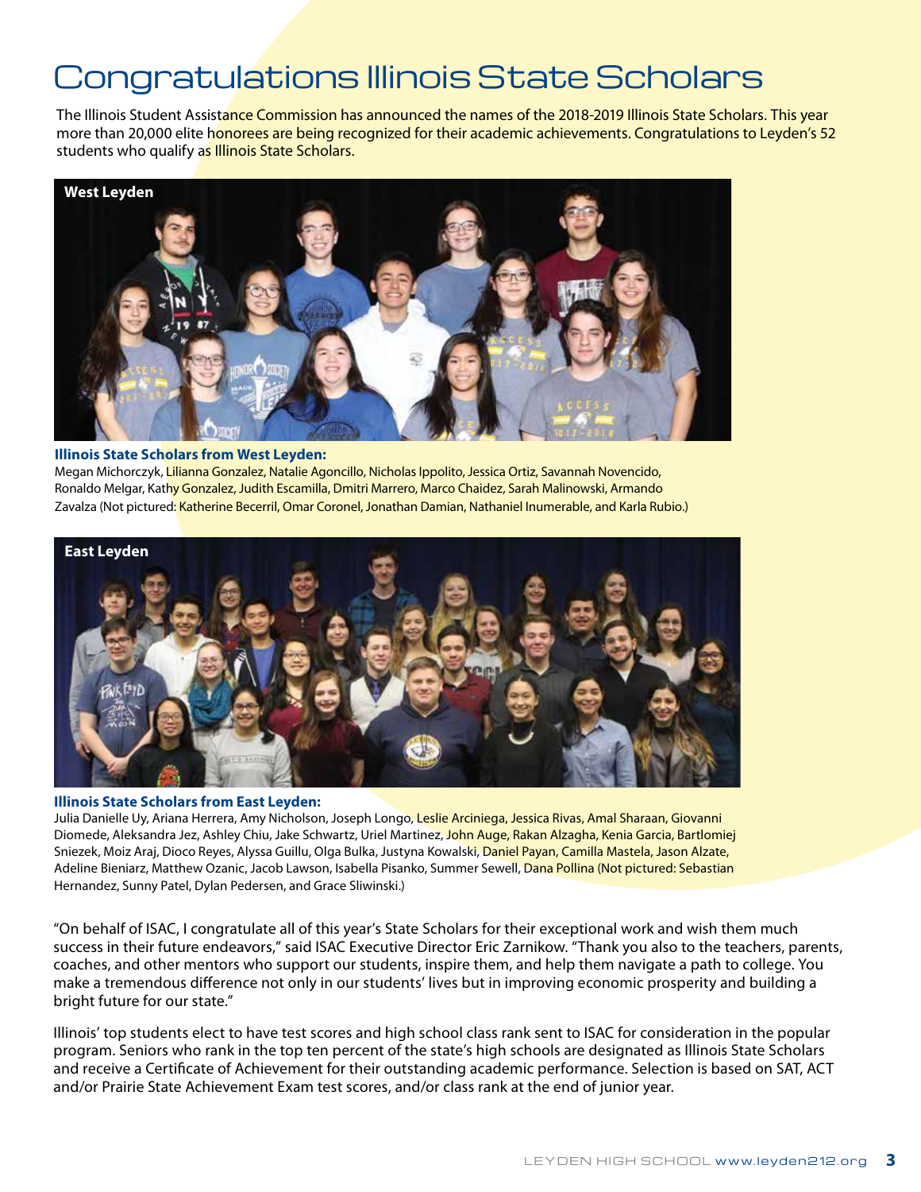# Congratulations Illinois State Scholars

The Illinois Student Assistance Commission has announced the names of the 2018-2019 Illinois State Scholars. This year more than 20,000 elite honorees are being recognized for their academic achievements. Congratulations to Leyden's 52 students who qualify as Illinois State Scholars.

West Leyden

**Illinois State Scholars from West Leyden:**
Megan Michorczyk, Lilianna Gonzalez, Natalie Agoncillo, Nicholas Ippolito, Jessica Ortiz, Savannah Novencido, Ronaldo Melgar, Kathy Gonzalez, Judith Escamilla, Dmitri Marrero, Marco Chaidez, Sarah Malinowski, Armando Zavalza (Not pictured: Katherine Becerril, Omar Coronel, Jonathan Damian, Nathaniel Inumerable, and Karla Rubio.)

East Leyden

**Illinois State Scholars from East Leyden:**
Julia Danielle Uy, Ariana Herrera, Amy Nicholson, Joseph Longo, Leslie Arciniega, Jessica Rivas, Amal Sharaan, Giovanni Diomede, Aleksandra Jez, Ashley Chiu, Jake Schwartz, Uriel Martinez, John Auge, Rakan Alzagha, Kenia Garcia, Bartlomiej Sniezek, Moiz Araj, Dioco Reyes, Alyssa Guillu, Olga Bulka, Justyna Kowalski, Daniel Payan, Camilla Mastela, Jason Alzate, Adeline Bieniarz, Matthew Ozanic, Jacob Lawson, Isabella Pisanko, Summer Sewell, Dana Pollina (Not pictured: Sebastian Hernandez, Sunny Patel, Dylan Pedersen, and Grace Sliwinski.)

"On behalf of ISAC, I congratulate all of this year's State Scholars for their exceptional work and wish them much success in their future endeavors," said ISAC Executive Director Eric Zarnikow. "Thank you also to the teachers, parents, coaches, and other mentors who support our students, inspire them, and help them navigate a path to college. You make a tremendous difference not only in our students' lives but in improving economic prosperity and building a bright future for our state."

Illinois' top students elect to have test scores and high school class rank sent to ISAC for consideration in the popular program. Seniors who rank in the top ten percent of the state's high schools are designated as Illinois State Scholars and receive a Certificate of Achievement for their outstanding academic performance. Selection is based on SAT, ACT and/or Prairie State Achievement Exam test scores, and/or class rank at the end of junior year.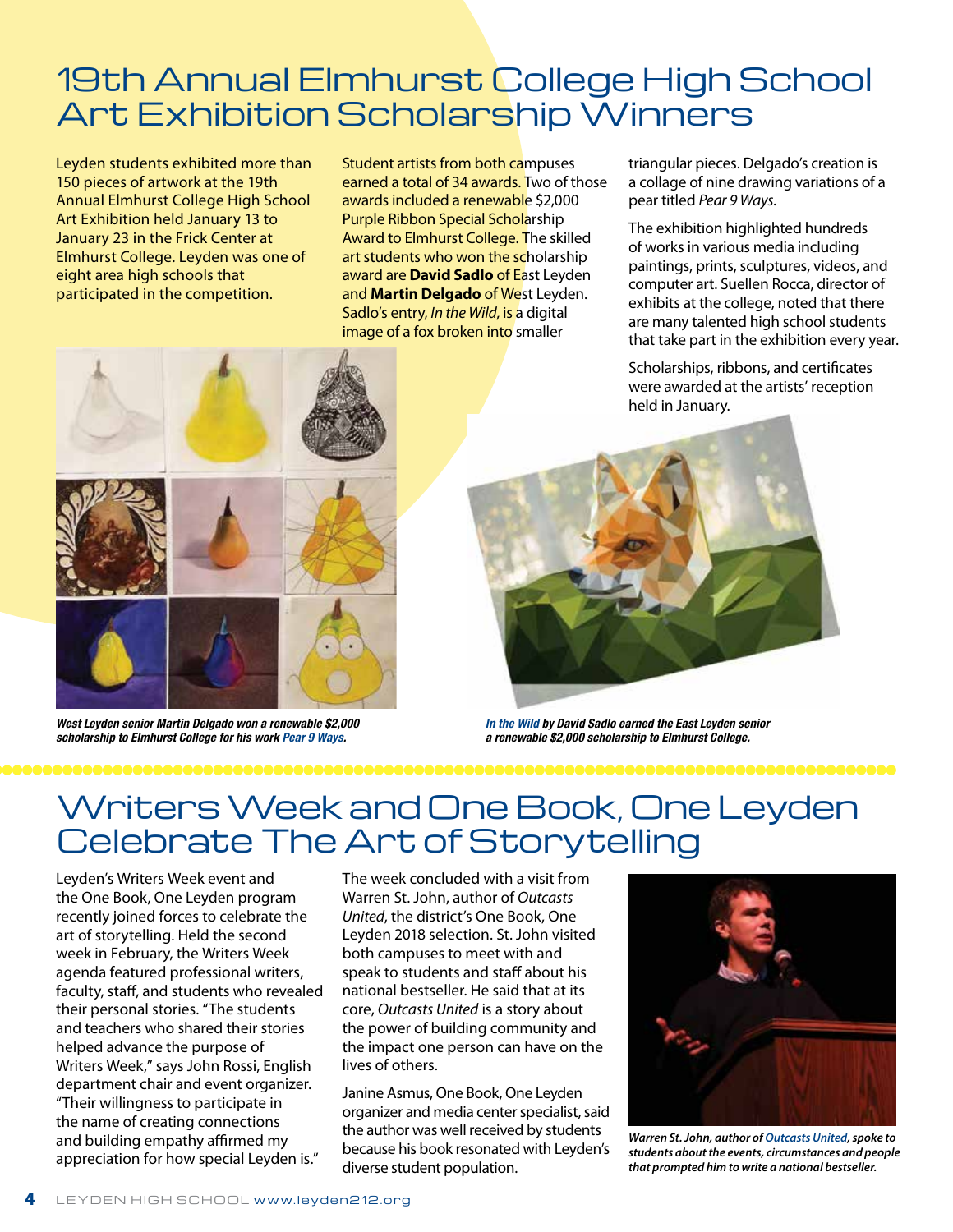# 19th Annual Elmhurst College High School Art Exhibition Scholarship Winners

Leyden students exhibited more than 150 pieces of artwork at the 19th Annual Elmhurst College High School Art Exhibition held January 13 to January 23 in the Frick Center at Elmhurst College. Leyden was one of eight area high schools that participated in the competition.

Student artists from both campuses earned a total of 34 awards. Two of those awards included a renewable $2,000 Purple Ribbon Special Scholarship Award to Elmhurst College. The skilled art students who won the scholarship award are **David Sadlo** of East Leyden and **Martin Delgado** of West Leyden. Sadlo's entry, *In the Wild*, is a digital image of a fox broken into smaller triangular pieces. Delgado's creation is a collage of nine drawing variations of a pear titled *Pear 9 Ways*.

The exhibition highlighted hundreds of works in various media including paintings, prints, sculptures, videos, and computer art. Suellen Rocca, director of exhibits at the college, noted that there are many talented high school students that take part in the exhibition every year.

Scholarships, ribbons, and certificates were awarded at the artists' reception held in January.

***West Leyden senior Martin Delgado won a renewable $2,000 scholarship to Elmhurst College for his work Pear 9 Ways.***

***In the Wild by David Sadlo earned the East Leyden senior a renewable $2,000 scholarship to Elmhurst College.***

# Writers Week and One Book, One Leyden Celebrate The Art of Storytelling

Leyden's Writers Week event and the One Book, One Leyden program recently joined forces to celebrate the art of storytelling. Held the second week in February, the Writers Week agenda featured professional writers, faculty, staff, and students who revealed their personal stories. "The students and teachers who shared their stories helped advance the purpose of Writers Week," says John Rossi, English department chair and event organizer. "Their willingness to participate in the name of creating connections and building empathy affirmed my appreciation for how special Leyden is."

The week concluded with a visit from Warren St. John, author of *Outcasts United*, the district's One Book, One Leyden 2018 selection. St. John visited both campuses to meet with and speak to students and staff about his national bestseller. He said that at its core, *Outcasts United* is a story about the power of building community and the impact one person can have on the lives of others.

Janine Asmus, One Book, One Leyden organizer and media center specialist, said the author was well received by students because his book resonated with Leyden's diverse student population.

***Warren St. John, author of Outcasts United, spoke to students about the events, circumstances and people that prompted him to write a national bestseller.***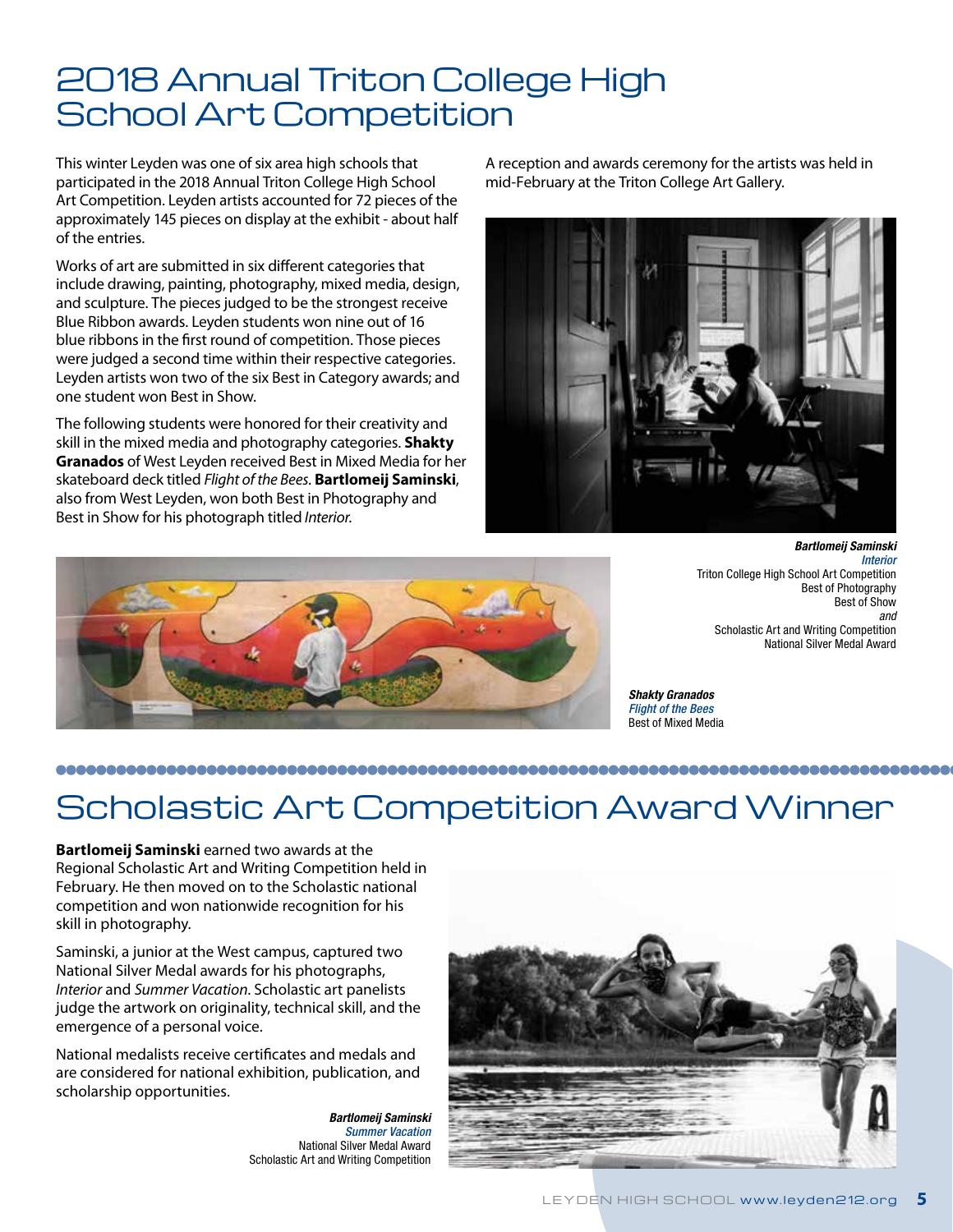# 2018 Annual Triton College High School Art Competition

This winter Leyden was one of six area high schools that participated in the 2018 Annual Triton College High School Art Competition. Leyden artists accounted for 72 pieces of the approximately 145 pieces on display at the exhibit - about half of the entries.

Works of art are submitted in six different categories that include drawing, painting, photography, mixed media, design, and sculpture. The pieces judged to be the strongest receive Blue Ribbon awards. Leyden students won nine out of 16 blue ribbons in the first round of competition. Those pieces were judged a second time within their respective categories. Leyden artists won two of the six Best in Category awards; and one student won Best in Show.

The following students were honored for their creativity and skill in the mixed media and photography categories. **Shakty Granados** of West Leyden received Best in Mixed Media for her skateboard deck titled *Flight of the Bees*. **Bartlomeij Saminski**, also from West Leyden, won both Best in Photography and Best in Show for his photograph titled *Interior.*

A reception and awards ceremony for the artists was held in mid-February at the Triton College Art Gallery.

***Bartlomeij Saminski***
*Interior*
Triton College High School Art Competition
Best of Photography
Best of Show
*and*
Scholastic Art and Writing Competition
National Silver Medal Award

***Shakty Granados***
*Flight of the Bees*
Best of Mixed Media

# Scholastic Art Competition Award Winner

**Bartlomeij Saminski** earned two awards at the Regional Scholastic Art and Writing Competition held in February. He then moved on to the Scholastic national competition and won nationwide recognition for his skill in photography.

Saminski, a junior at the West campus, captured two National Silver Medal awards for his photographs, *Interior* and *Summer Vacation*. Scholastic art panelists judge the artwork on originality, technical skill, and the emergence of a personal voice.

National medalists receive certificates and medals and are considered for national exhibition, publication, and scholarship opportunities.

***Bartlomeij Saminski***
*Summer Vacation*
National Silver Medal Award
Scholastic Art and Writing Competition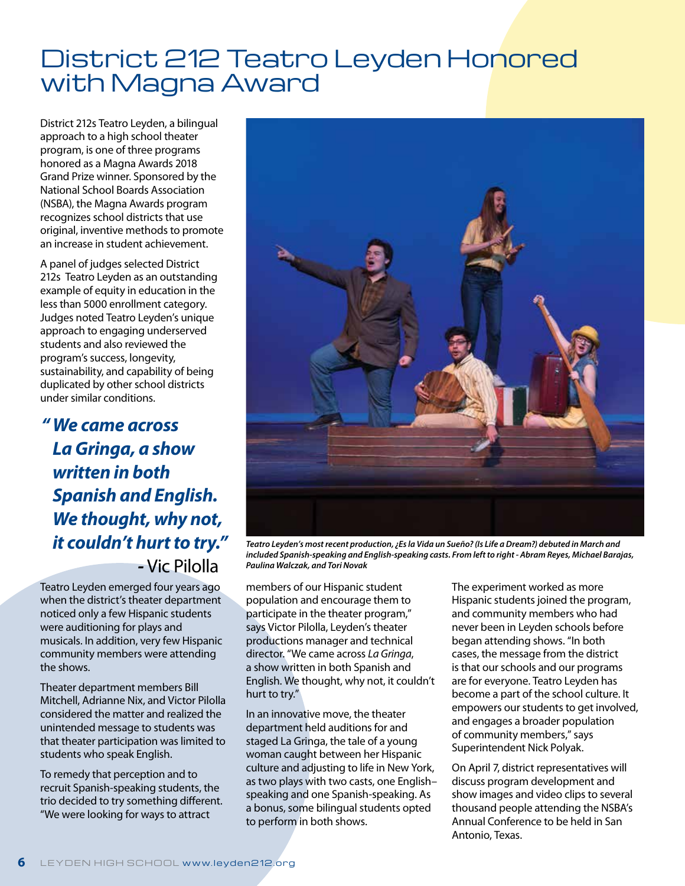# District 212 Teatro Leyden Honored with Magna Award

District 212s Teatro Leyden, a bilingual approach to a high school theater program, is one of three programs honored as a Magna Awards 2018 Grand Prize winner. Sponsored by the National School Boards Association (NSBA), the Magna Awards program recognizes school districts that use original, inventive methods to promote an increase in student achievement.

A panel of judges selected District 212s Teatro Leyden as an outstanding example of equity in education in the less than 5000 enrollment category. Judges noted Teatro Leyden's unique approach to engaging underserved students and also reviewed the program's success, longevity, sustainability, and capability of being duplicated by other school districts under similar conditions.

> ***" We came across La Gringa, a show written in both Spanish and English. We thought, why not, it couldn't hurt to try."***
>
> **-** Vic Pilolla

Teatro Leyden emerged four years ago when the district's theater department noticed only a few Hispanic students were auditioning for plays and musicals. In addition, very few Hispanic community members were attending the shows.

Theater department members Bill Mitchell, Adrianne Nix, and Victor Pilolla considered the matter and realized the unintended message to students was that theater participation was limited to students who speak English.

To remedy that perception and to recruit Spanish-speaking students, the trio decided to try something different. "We were looking for ways to attract members of our Hispanic student population and encourage them to participate in the theater program," says Victor Pilolla, Leyden's theater productions manager and technical director. "We came across *La Gringa*, a show written in both Spanish and English. We thought, why not, it couldn't hurt to try."

***Teatro Leyden's most recent production, ¿Es la Vida un Sueño? (Is Life a Dream?) debuted in March and included Spanish-speaking and English-speaking casts. From left to right - Abram Reyes, Michael Barajas, Paulina Walczak, and Tori Novak***

In an innovative move, the theater department held auditions for and staged La Gringa, the tale of a young woman caught between her Hispanic culture and adjusting to life in New York, as two plays with two casts, one English–speaking and one Spanish-speaking. As a bonus, some bilingual students opted to perform in both shows.

The experiment worked as more Hispanic students joined the program, and community members who had never been in Leyden schools before began attending shows. "In both cases, the message from the district is that our schools and our programs are for everyone. Teatro Leyden has become a part of the school culture. It empowers our students to get involved, and engages a broader population of community members," says Superintendent Nick Polyak.

On April 7, district representatives will discuss program development and show images and video clips to several thousand people attending the NSBA's Annual Conference to be held in San Antonio, Texas.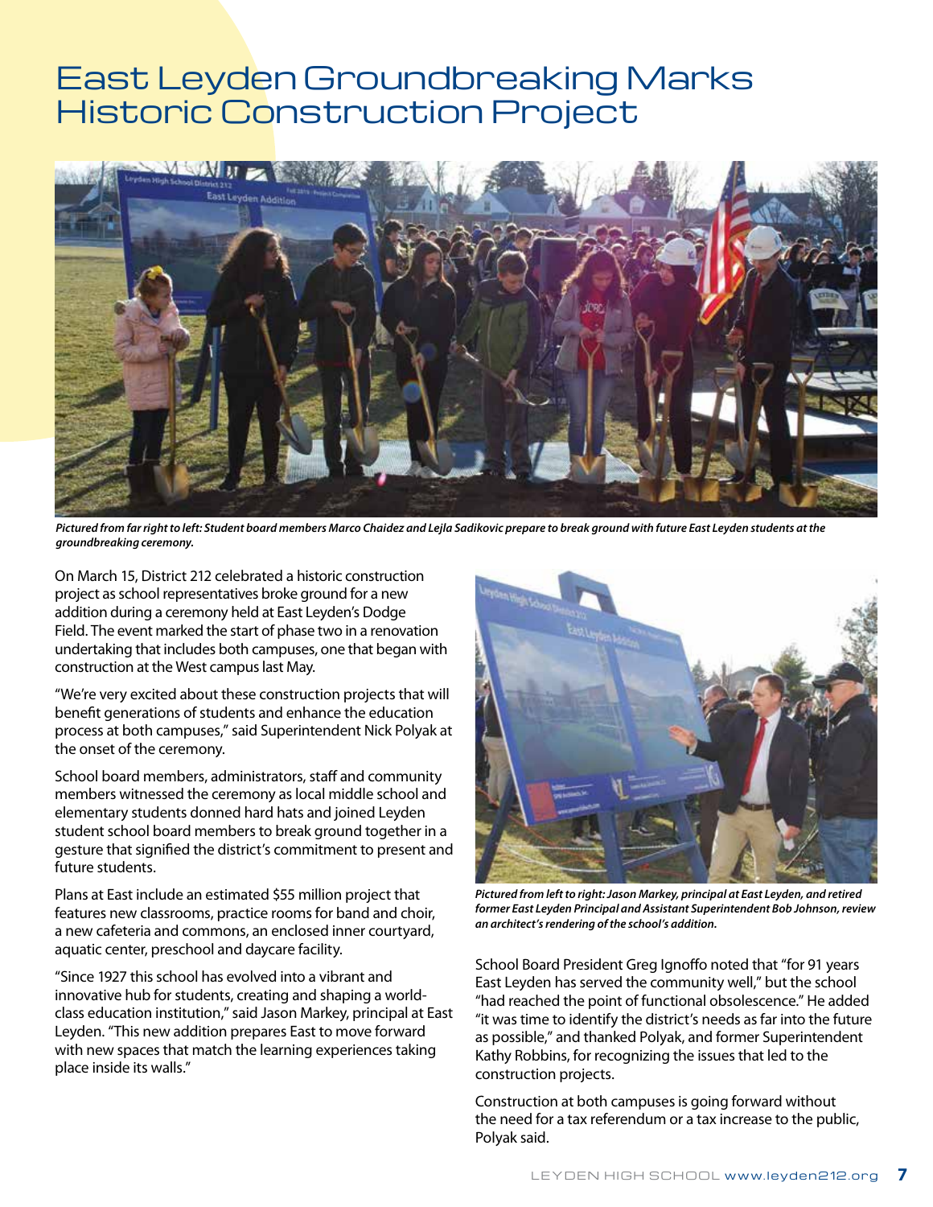# East Leyden Groundbreaking Marks Historic Construction Project

*Pictured from far right to left: Student board members Marco Chaidez and Lejla Sadikovic prepare to break ground with future East Leyden students at the groundbreaking ceremony.*

On March 15, District 212 celebrated a historic construction project as school representatives broke ground for a new addition during a ceremony held at East Leyden's Dodge Field. The event marked the start of phase two in a renovation undertaking that includes both campuses, one that began with construction at the West campus last May.

"We're very excited about these construction projects that will benefit generations of students and enhance the education process at both campuses," said Superintendent Nick Polyak at the onset of the ceremony.

School board members, administrators, staff and community members witnessed the ceremony as local middle school and elementary students donned hard hats and joined Leyden student school board members to break ground together in a gesture that signified the district's commitment to present and future students.

Plans at East include an estimated $55 million project that features new classrooms, practice rooms for band and choir, a new cafeteria and commons, an enclosed inner courtyard, aquatic center, preschool and daycare facility.

"Since 1927 this school has evolved into a vibrant and innovative hub for students, creating and shaping a world-class education institution," said Jason Markey, principal at East Leyden. "This new addition prepares East to move forward with new spaces that match the learning experiences taking place inside its walls."

*Pictured from left to right: Jason Markey, principal at East Leyden, and retired former East Leyden Principal and Assistant Superintendent Bob Johnson, review an architect's rendering of the school's addition.*

School Board President Greg Ignoffo noted that "for 91 years East Leyden has served the community well," but the school "had reached the point of functional obsolescence." He added "it was time to identify the district's needs as far into the future as possible," and thanked Polyak, and former Superintendent Kathy Robbins, for recognizing the issues that led to the construction projects.

Construction at both campuses is going forward without the need for a tax referendum or a tax increase to the public, Polyak said.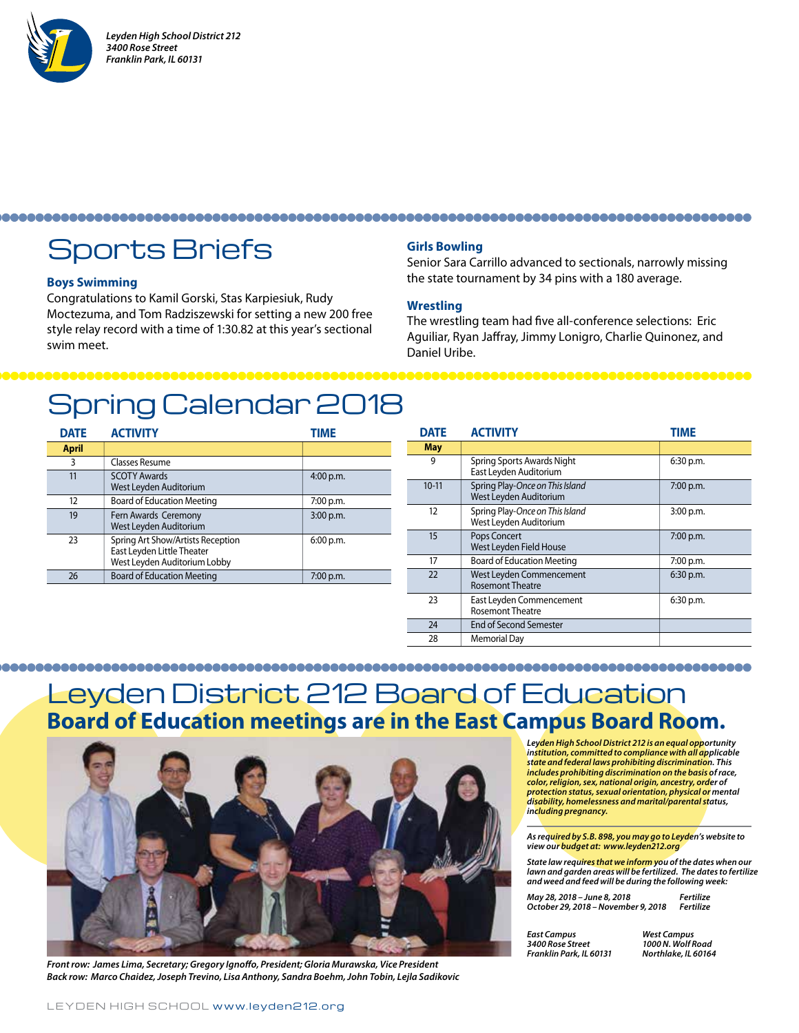*Leyden High School District 212*
*3400 Rose Street*
*Franklin Park, IL 60131*

# Sports Briefs

### Boys Swimming

Congratulations to Kamil Gorski, Stas Karpiesiuk, Rudy Moctezuma, and Tom Radziszewski for setting a new 200 free style relay record with a time of 1:30.82 at this year's sectional swim meet.

### Girls Bowling

Senior Sara Carrillo advanced to sectionals, narrowly missing the state tournament by 34 pins with a 180 average.

### Wrestling

The wrestling team had five all-conference selections: Eric Aguilar, Ryan Jaffray, Jimmy Lonigro, Charlie Quinonez, and Daniel Uribe.

# Spring Calendar 2018

| DATE | ACTIVITY | TIME |
|---|---|---|
| **April** | | |
| 3 | Classes Resume | |
| 11 | SCOTY Awards<br>West Leyden Auditorium | 4:00 p.m. |
| 12 | Board of Education Meeting | 7:00 p.m. |
| 19 | Fern Awards Ceremony<br>West Leyden Auditorium | 3:00 p.m. |
| 23 | Spring Art Show/Artists Reception<br>East Leyden Little Theater<br>West Leyden Auditorium Lobby | 6:00 p.m. |
| 26 | Board of Education Meeting | 7:00 p.m. |

| DATE | ACTIVITY | TIME |
|---|---|---|
| **May** | | |
| 9 | Spring Sports Awards Night<br>East Leyden Auditorium | 6:30 p.m. |
| 10-11 | Spring Play-*Once on This Island*<br>West Leyden Auditorium | 7:00 p.m. |
| 12 | Spring Play-*Once on This Island*<br>West Leyden Auditorium | 3:00 p.m. |
| 15 | Pops Concert<br>West Leyden Field House | 7:00 p.m. |
| 17 | Board of Education Meeting | 7:00 p.m. |
| 22 | West Leyden Commencement<br>Rosemont Theatre | 6:30 p.m. |
| 23 | East Leyden Commencement<br>Rosemont Theatre | 6:30 p.m. |
| 24 | End of Second Semester | |
| 28 | Memorial Day | |

# Leyden District 212 Board of Education

## Board of Education meetings are in the East Campus Board Room.

*Front row: James Lima, Secretary; Gregory Ignoffo, President; Gloria Murawska, Vice President*
*Back row: Marco Chaidez, Joseph Trevino, Lisa Anthony, Sandra Boehm, John Tobin, Lejla Sadikovic*

*Leyden High School District 212 is an equal opportunity institution, committed to compliance with all applicable state and federal laws prohibiting discrimination. This includes prohibiting discrimination on the basis of race, color, religion, sex, national origin, ancestry, order of protection status, sexual orientation, physical or mental disability, homelessness and marital/parental status, including pregnancy.*

*As required by S.B. 898, you may go to Leyden's website to view our budget at: www.leyden212.org*

*State law requires that we inform you of the dates when our lawn and garden areas will be fertilized. The dates to fertilize and weed and feed will be during the following week:*

*May 28, 2018 – June 8, 2018 — Fertilize*
*October 29, 2018 – November 9, 2018 — Fertilize*

*East Campus*
*3400 Rose Street*
*Franklin Park, IL 60131*

*West Campus*
*1000 N. Wolf Road*
*Northlake, IL 60164*

LEYDEN HIGH SCHOOL www.leyden212.org